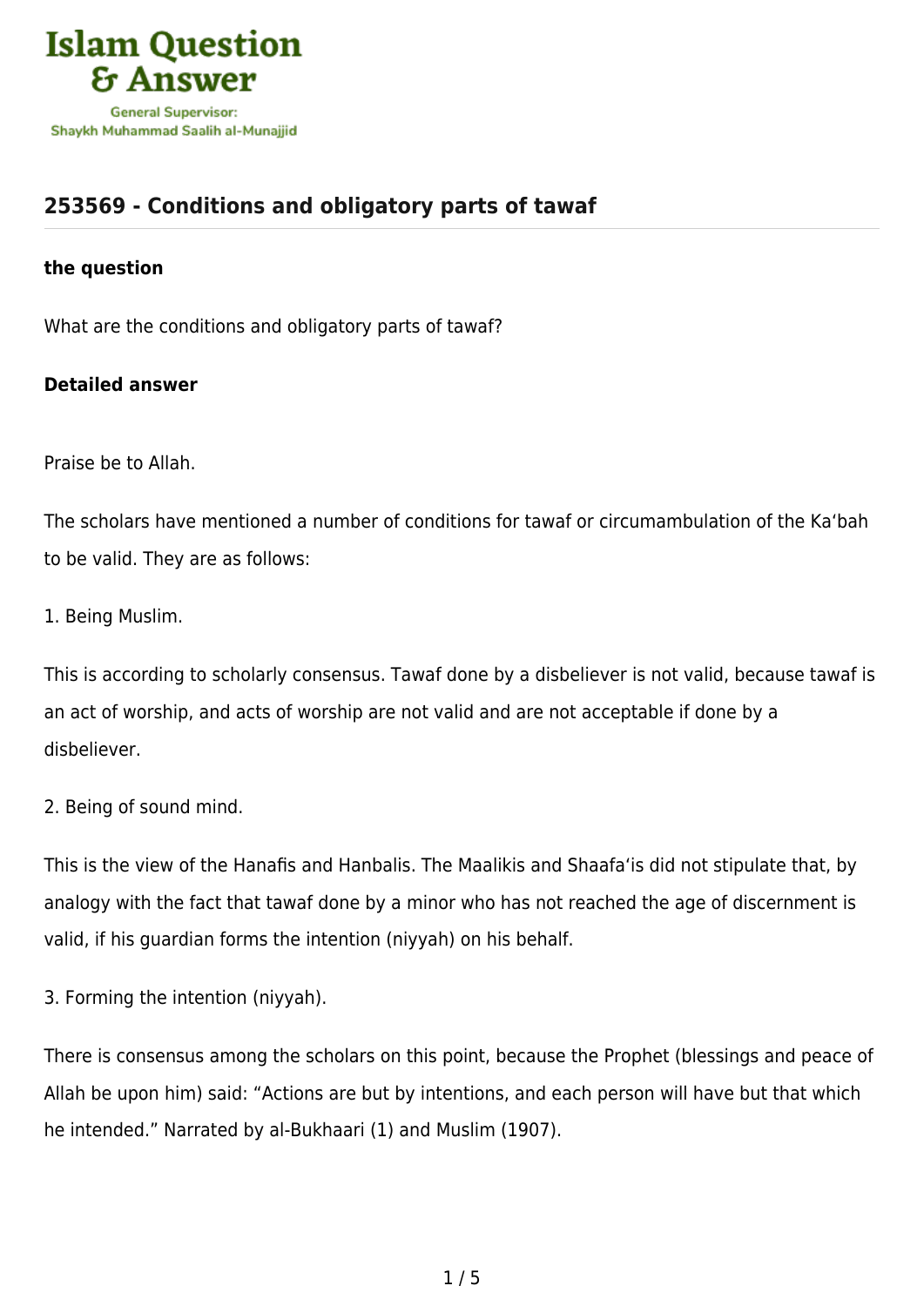## 253569 - Conditions and obligatory parts of tawaf

**the question**

What are the conditions and obligatory parts of tawaf?

**Detailed answer**

Praise be to Allah.

The scholars have mentioned a number of conditions for tawaf or circumambulation of the Ka'bah to be valid. They are as follows:

1. Being Muslim.

This is according to scholarly consensus. Tawaf done by a disbeliever is not valid, because tawaf is an act of worship, and acts of worship are not valid and are not acceptable if done by a disbeliever.

2. Being of sound mind.

This is the view of the Hanafis and Hanbalis. The Maalikis and Shaafa'is did not stipulate that, by analogy with the fact that tawaf done by a minor who has not reached the age of discernment is valid, if his guardian forms the intention (niyyah) on his behalf.

3. Forming the intention (niyyah).

There is consensus among the scholars on this point, because the Prophet (blessings and peace of Allah be upon him) said: "Actions are but by intentions, and each person will have but that which he intended." Narrated by al-Bukhaari (1) and Muslim (1907).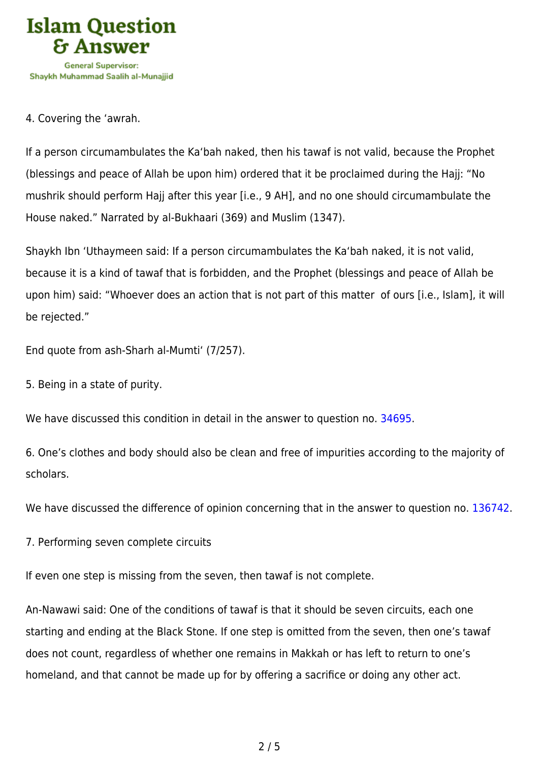4. Covering the ‘awrah.

If a person circumambulates the Ka‘bah naked, then his tawaf is not valid, because the Prophet (blessings and peace of Allah be upon him) ordered that it be proclaimed during the Hajj: “No mushrik should perform Hajj after this year [i.e., 9 AH], and no one should circumambulate the House naked.” Narrated by al-Bukhaari (369) and Muslim (1347).

Shaykh Ibn ‘Uthaymeen said: If a person circumambulates the Ka‘bah naked, it is not valid, because it is a kind of tawaf that is forbidden, and the Prophet (blessings and peace of Allah be upon him) said: “Whoever does an action that is not part of this matter of ours [i.e., Islam], it will be rejected.”

End quote from ash-Sharh al-Mumti‘ (7/257).

5. Being in a state of purity.

We have discussed this condition in detail in the answer to question no. 34695.

6. One’s clothes and body should also be clean and free of impurities according to the majority of scholars.

We have discussed the difference of opinion concerning that in the answer to question no. 136742.

7. Performing seven complete circuits

If even one step is missing from the seven, then tawaf is not complete.

An-Nawawi said: One of the conditions of tawaf is that it should be seven circuits, each one starting and ending at the Black Stone. If one step is omitted from the seven, then one’s tawaf does not count, regardless of whether one remains in Makkah or has left to return to one’s homeland, and that cannot be made up for by offering a sacrifice or doing any other act.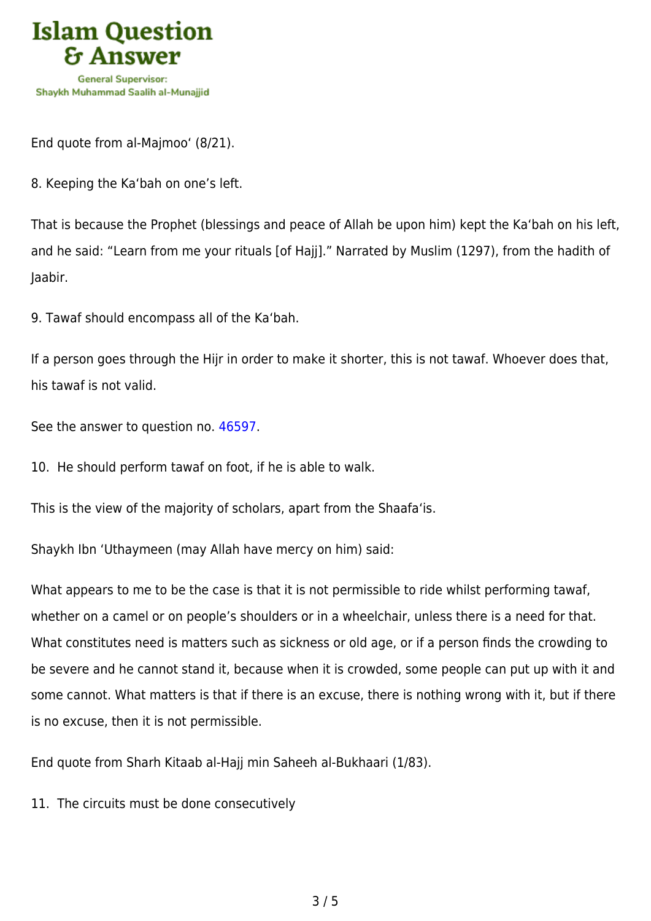End quote from al-Majmoo‘ (8/21).

8. Keeping the Ka‘bah on one’s left.

That is because the Prophet (blessings and peace of Allah be upon him) kept the Ka‘bah on his left, and he said: “Learn from me your rituals [of Hajj].” Narrated by Muslim (1297), from the hadith of Jaabir.

9. Tawaf should encompass all of the Ka‘bah.

If a person goes through the Hijr in order to make it shorter, this is not tawaf. Whoever does that, his tawaf is not valid.

See the answer to question no. 46597.

10. He should perform tawaf on foot, if he is able to walk.

This is the view of the majority of scholars, apart from the Shaafa‘is.

Shaykh Ibn ‘Uthaymeen (may Allah have mercy on him) said:

What appears to me to be the case is that it is not permissible to ride whilst performing tawaf, whether on a camel or on people’s shoulders or in a wheelchair, unless there is a need for that. What constitutes need is matters such as sickness or old age, or if a person finds the crowding to be severe and he cannot stand it, because when it is crowded, some people can put up with it and some cannot. What matters is that if there is an excuse, there is nothing wrong with it, but if there is no excuse, then it is not permissible.

End quote from Sharh Kitaab al-Hajj min Saheeh al-Bukhaari (1/83).

11. The circuits must be done consecutively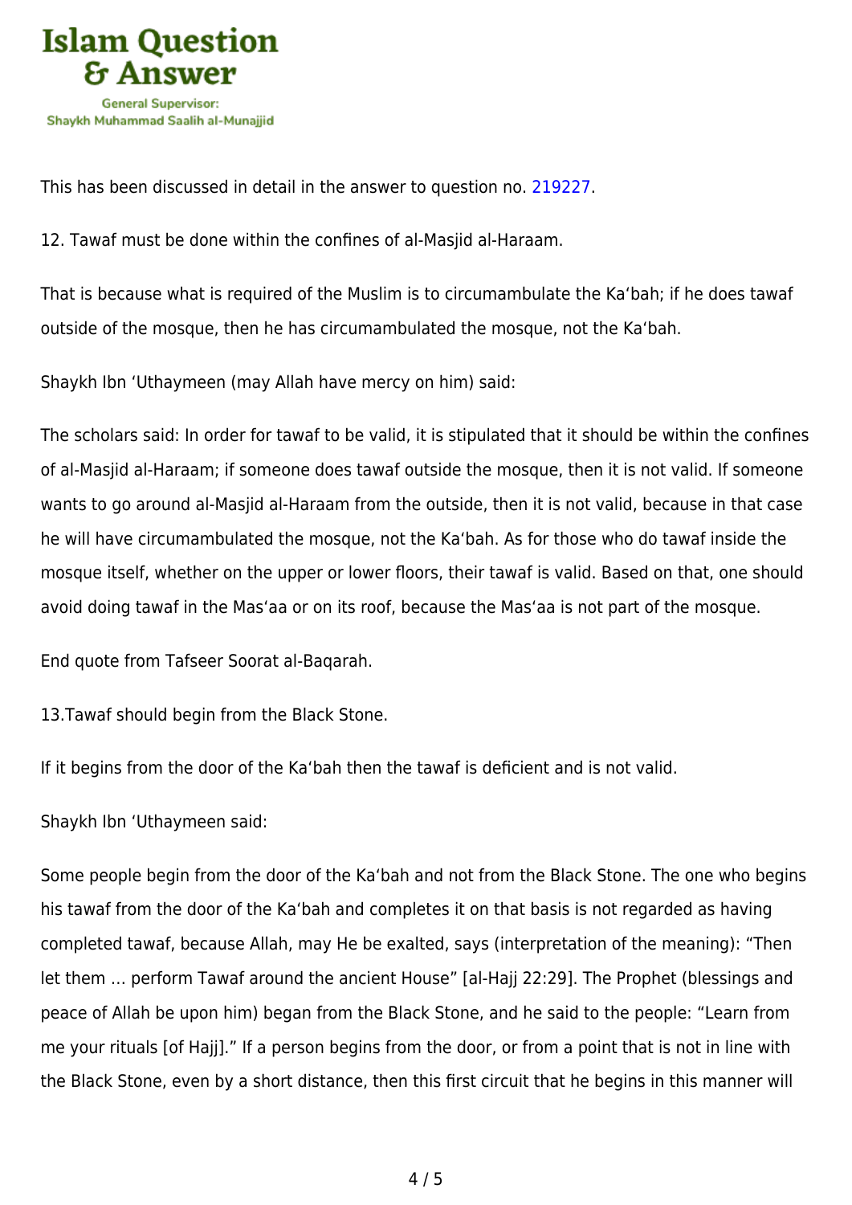This has been discussed in detail in the answer to question no. 219227.

12. Tawaf must be done within the confines of al-Masjid al-Haraam.

That is because what is required of the Muslim is to circumambulate the Ka'bah; if he does tawaf outside of the mosque, then he has circumambulated the mosque, not the Ka'bah.

Shaykh Ibn 'Uthaymeen (may Allah have mercy on him) said:

The scholars said: In order for tawaf to be valid, it is stipulated that it should be within the confines of al-Masjid al-Haraam; if someone does tawaf outside the mosque, then it is not valid. If someone wants to go around al-Masjid al-Haraam from the outside, then it is not valid, because in that case he will have circumambulated the mosque, not the Ka'bah. As for those who do tawaf inside the mosque itself, whether on the upper or lower floors, their tawaf is valid. Based on that, one should avoid doing tawaf in the Mas'aa or on its roof, because the Mas'aa is not part of the mosque.

End quote from Tafseer Soorat al-Baqarah.

13.Tawaf should begin from the Black Stone.

If it begins from the door of the Ka'bah then the tawaf is deficient and is not valid.

Shaykh Ibn 'Uthaymeen said:

Some people begin from the door of the Ka'bah and not from the Black Stone. The one who begins his tawaf from the door of the Ka'bah and completes it on that basis is not regarded as having completed tawaf, because Allah, may He be exalted, says (interpretation of the meaning): "Then let them … perform Tawaf around the ancient House" [al-Hajj 22:29]. The Prophet (blessings and peace of Allah be upon him) began from the Black Stone, and he said to the people: "Learn from me your rituals [of Hajj]." If a person begins from the door, or from a point that is not in line with the Black Stone, even by a short distance, then this first circuit that he begins in this manner will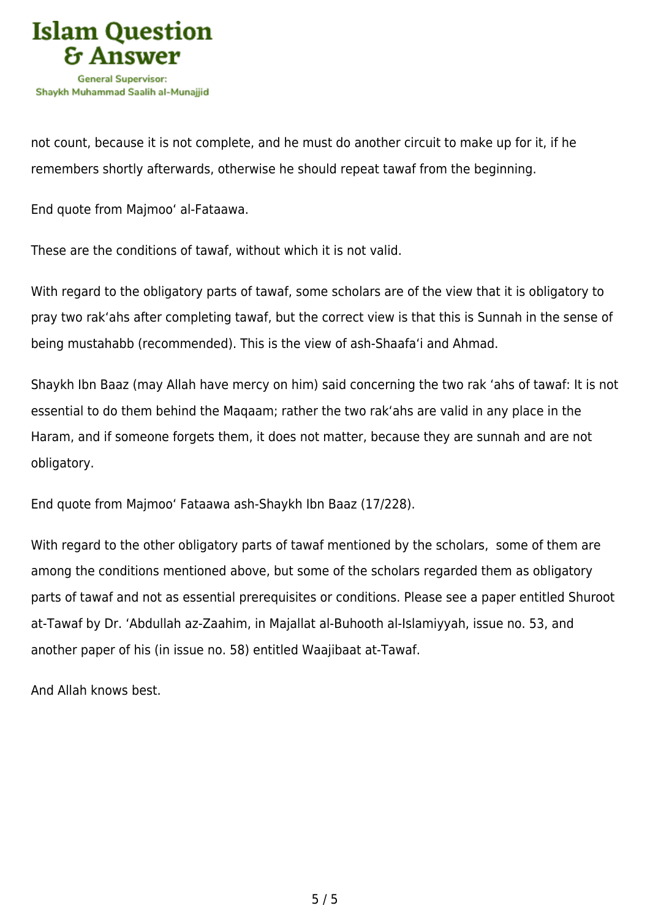not count, because it is not complete, and he must do another circuit to make up for it, if he remembers shortly afterwards, otherwise he should repeat tawaf from the beginning.

End quote from Majmoo' al-Fataawa.

These are the conditions of tawaf, without which it is not valid.

With regard to the obligatory parts of tawaf, some scholars are of the view that it is obligatory to pray two rak'ahs after completing tawaf, but the correct view is that this is Sunnah in the sense of being mustahabb (recommended). This is the view of ash-Shaafa'i and Ahmad.

Shaykh Ibn Baaz (may Allah have mercy on him) said concerning the two rak 'ahs of tawaf: It is not essential to do them behind the Maqaam; rather the two rak'ahs are valid in any place in the Haram, and if someone forgets them, it does not matter, because they are sunnah and are not obligatory.

End quote from Majmoo' Fataawa ash-Shaykh Ibn Baaz (17/228).

With regard to the other obligatory parts of tawaf mentioned by the scholars, some of them are among the conditions mentioned above, but some of the scholars regarded them as obligatory parts of tawaf and not as essential prerequisites or conditions. Please see a paper entitled Shuroot at-Tawaf by Dr. 'Abdullah az-Zaahim, in Majallat al-Buhooth al-Islamiyyah, issue no. 53, and another paper of his (in issue no. 58) entitled Waajibaat at-Tawaf.

And Allah knows best.